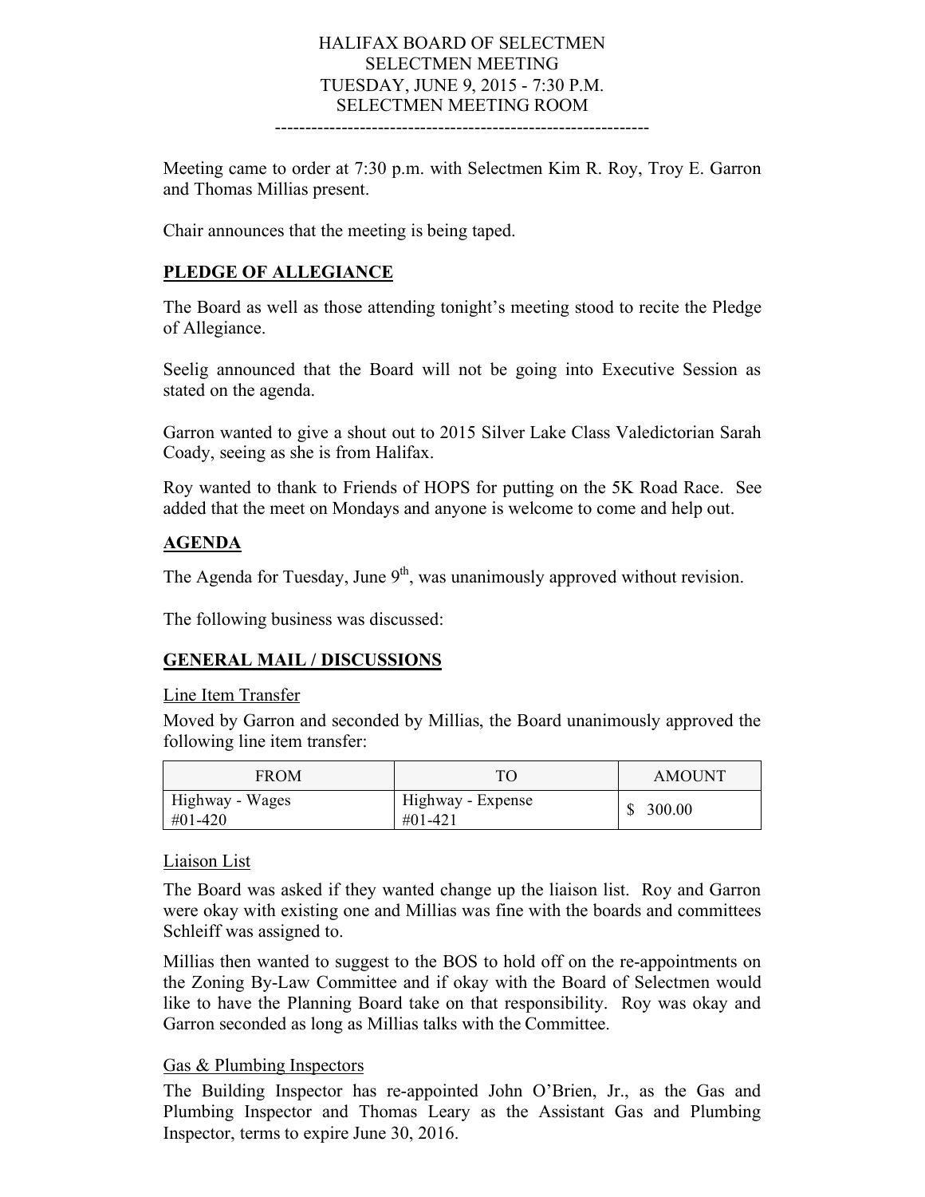# HALIFAX BOARD OF SELECTMEN
## SELECTMEN MEETING
## TUESDAY, JUNE 9, 2015 - 7:30 P.M.
## SELECTMEN MEETING ROOM

------------------------------------------------------------

Meeting came to order at 7:30 p.m. with Selectmen Kim R. Roy, Troy E. Garron and Thomas Millias present.

Chair announces that the meeting is being taped.

## PLEDGE OF ALLEGIANCE

The Board as well as those attending tonight's meeting stood to recite the Pledge of Allegiance.

Seelig announced that the Board will not be going into Executive Session as stated on the agenda.

Garron wanted to give a shout out to 2015 Silver Lake Class Valedictorian Sarah Coady, seeing as she is from Halifax.

Roy wanted to thank to Friends of HOPS for putting on the 5K Road Race. See added that the meet on Mondays and anyone is welcome to come and help out.

## AGENDA

The Agenda for Tuesday, June 9th, was unanimously approved without revision.

The following business was discussed:

## GENERAL MAIL / DISCUSSIONS

### Line Item Transfer

Moved by Garron and seconded by Millias, the Board unanimously approved the following line item transfer:

| FROM | TO | AMOUNT |
|---|---|---|
| Highway - Wages #01-420 | Highway - Expense #01-421 | $ 300.00 |

### Liaison List

The Board was asked if they wanted change up the liaison list. Roy and Garron were okay with existing one and Millias was fine with the boards and committees Schleiff was assigned to.

Millias then wanted to suggest to the BOS to hold off on the re-appointments on the Zoning By-Law Committee and if okay with the Board of Selectmen would like to have the Planning Board take on that responsibility. Roy was okay and Garron seconded as long as Millias talks with the Committee.

### Gas & Plumbing Inspectors

The Building Inspector has re-appointed John O'Brien, Jr., as the Gas and Plumbing Inspector and Thomas Leary as the Assistant Gas and Plumbing Inspector, terms to expire June 30, 2016.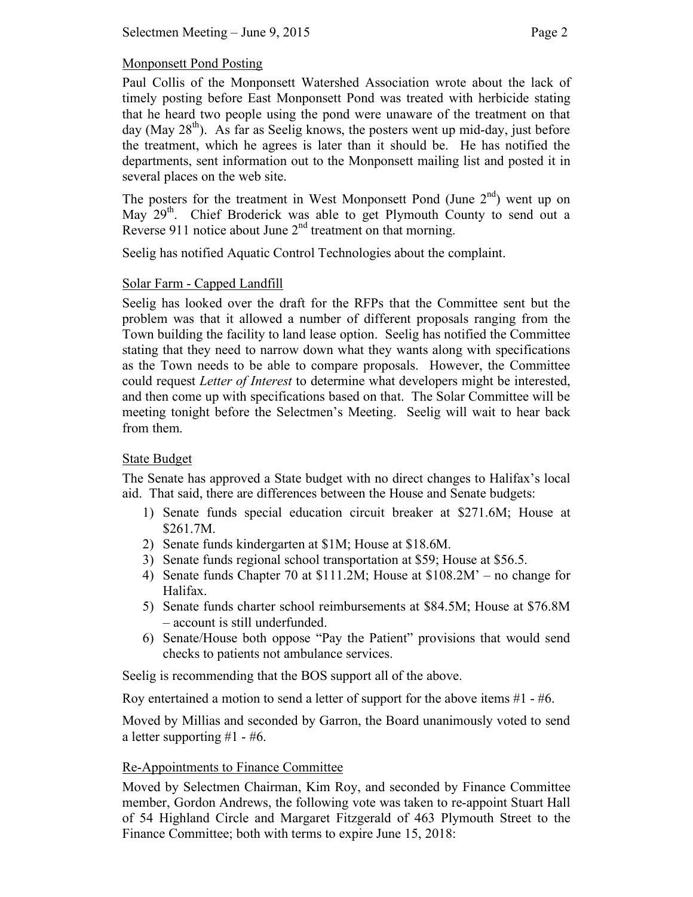## Monponsett Pond Posting

Paul Collis of the Monponsett Watershed Association wrote about the lack of timely posting before East Monponsett Pond was treated with herbicide stating that he heard two people using the pond were unaware of the treatment on that day (May 28th). As far as Seelig knows, the posters went up mid-day, just before the treatment, which he agrees is later than it should be. He has notified the departments, sent information out to the Monponsett mailing list and posted it in several places on the web site.

The posters for the treatment in West Monponsett Pond (June 2nd) went up on May 29th. Chief Broderick was able to get Plymouth County to send out a Reverse 911 notice about June 2nd treatment on that morning.

Seelig has notified Aquatic Control Technologies about the complaint.

## Solar Farm - Capped Landfill

Seelig has looked over the draft for the RFPs that the Committee sent but the problem was that it allowed a number of different proposals ranging from the Town building the facility to land lease option. Seelig has notified the Committee stating that they need to narrow down what they wants along with specifications as the Town needs to be able to compare proposals. However, the Committee could request *Letter of Interest* to determine what developers might be interested, and then come up with specifications based on that. The Solar Committee will be meeting tonight before the Selectmen's Meeting. Seelig will wait to hear back from them.

## State Budget

The Senate has approved a State budget with no direct changes to Halifax's local aid. That said, there are differences between the House and Senate budgets:

1) Senate funds special education circuit breaker at $271.6M; House at $261.7M.
2) Senate funds kindergarten at $1M; House at $18.6M.
3) Senate funds regional school transportation at $59; House at $56.5.
4) Senate funds Chapter 70 at $111.2M; House at $108.2M' – no change for Halifax.
5) Senate funds charter school reimbursements at $84.5M; House at $76.8M – account is still underfunded.
6) Senate/House both oppose "Pay the Patient" provisions that would send checks to patients not ambulance services.

Seelig is recommending that the BOS support all of the above.

Roy entertained a motion to send a letter of support for the above items #1 - #6.

Moved by Millias and seconded by Garron, the Board unanimously voted to send a letter supporting #1 - #6.

## Re-Appointments to Finance Committee

Moved by Selectmen Chairman, Kim Roy, and seconded by Finance Committee member, Gordon Andrews, the following vote was taken to re-appoint Stuart Hall of 54 Highland Circle and Margaret Fitzgerald of 463 Plymouth Street to the Finance Committee; both with terms to expire June 15, 2018: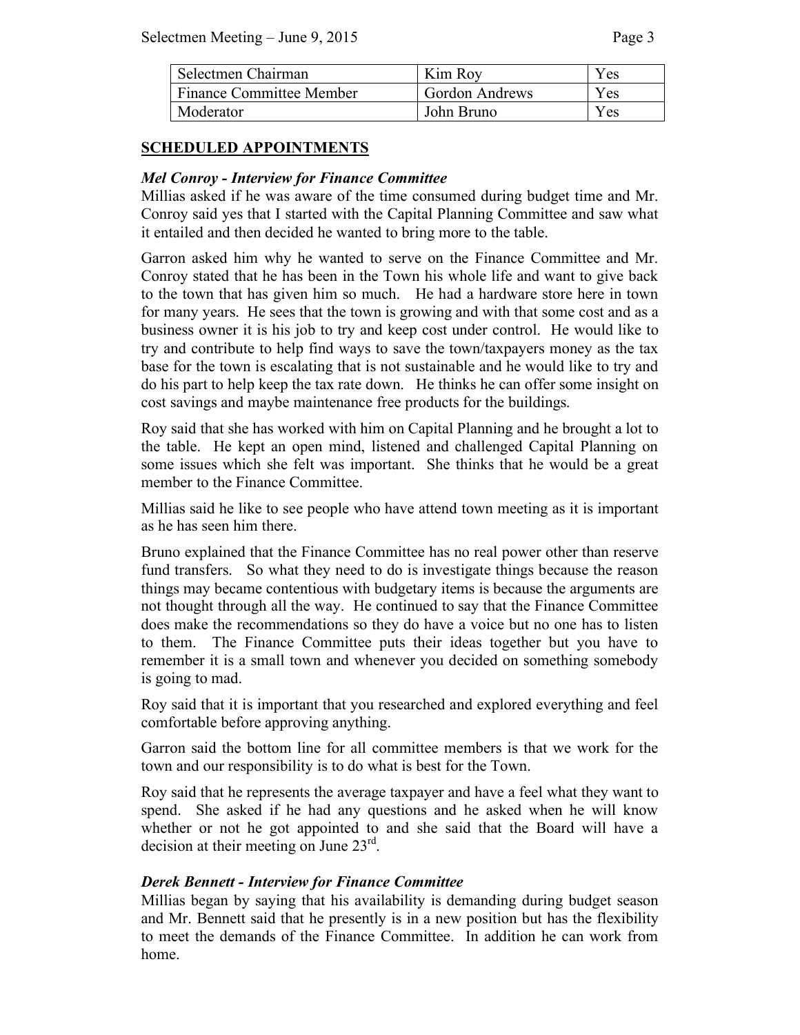| Selectmen Chairman | Kim Roy | Yes |
|---|---|---|
| Finance Committee Member | Gordon Andrews | Yes |
| Moderator | John Bruno | Yes |

## SCHEDULED APPOINTMENTS

### *Mel Conroy - Interview for Finance Committee*

Millias asked if he was aware of the time consumed during budget time and Mr. Conroy said yes that I started with the Capital Planning Committee and saw what it entailed and then decided he wanted to bring more to the table.

Garron asked him why he wanted to serve on the Finance Committee and Mr. Conroy stated that he has been in the Town his whole life and want to give back to the town that has given him so much. He had a hardware store here in town for many years. He sees that the town is growing and with that some cost and as a business owner it is his job to try and keep cost under control. He would like to try and contribute to help find ways to save the town/taxpayers money as the tax base for the town is escalating that is not sustainable and he would like to try and do his part to help keep the tax rate down. He thinks he can offer some insight on cost savings and maybe maintenance free products for the buildings.

Roy said that she has worked with him on Capital Planning and he brought a lot to the table. He kept an open mind, listened and challenged Capital Planning on some issues which she felt was important. She thinks that he would be a great member to the Finance Committee.

Millias said he like to see people who have attend town meeting as it is important as he has seen him there.

Bruno explained that the Finance Committee has no real power other than reserve fund transfers. So what they need to do is investigate things because the reason things may became contentious with budgetary items is because the arguments are not thought through all the way. He continued to say that the Finance Committee does make the recommendations so they do have a voice but no one has to listen to them. The Finance Committee puts their ideas together but you have to remember it is a small town and whenever you decided on something somebody is going to mad.

Roy said that it is important that you researched and explored everything and feel comfortable before approving anything.

Garron said the bottom line for all committee members is that we work for the town and our responsibility is to do what is best for the Town.

Roy said that he represents the average taxpayer and have a feel what they want to spend. She asked if he had any questions and he asked when he will know whether or not he got appointed to and she said that the Board will have a decision at their meeting on June 23rd.

### *Derek Bennett - Interview for Finance Committee*

Millias began by saying that his availability is demanding during budget season and Mr. Bennett said that he presently is in a new position but has the flexibility to meet the demands of the Finance Committee. In addition he can work from home.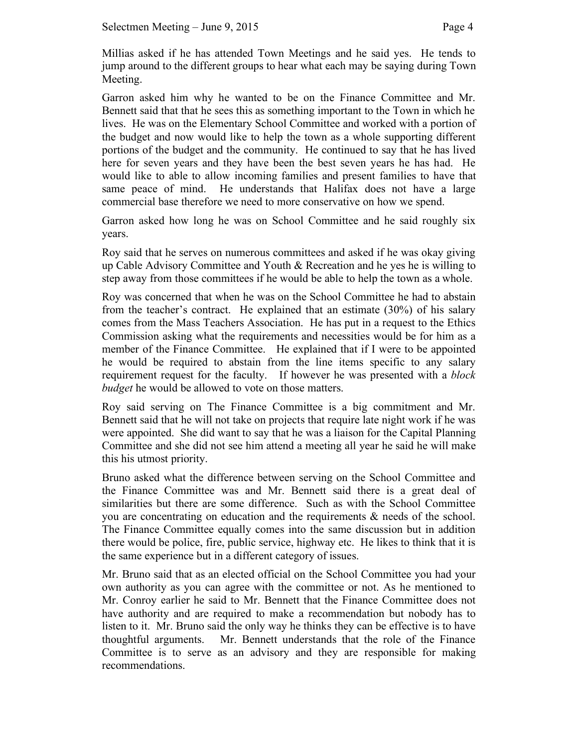Millias asked if he has attended Town Meetings and he said yes. He tends to jump around to the different groups to hear what each may be saying during Town Meeting.

Garron asked him why he wanted to be on the Finance Committee and Mr. Bennett said that that he sees this as something important to the Town in which he lives. He was on the Elementary School Committee and worked with a portion of the budget and now would like to help the town as a whole supporting different portions of the budget and the community. He continued to say that he has lived here for seven years and they have been the best seven years he has had. He would like to able to allow incoming families and present families to have that same peace of mind. He understands that Halifax does not have a large commercial base therefore we need to more conservative on how we spend.

Garron asked how long he was on School Committee and he said roughly six years.

Roy said that he serves on numerous committees and asked if he was okay giving up Cable Advisory Committee and Youth & Recreation and he yes he is willing to step away from those committees if he would be able to help the town as a whole.

Roy was concerned that when he was on the School Committee he had to abstain from the teacher's contract. He explained that an estimate (30%) of his salary comes from the Mass Teachers Association. He has put in a request to the Ethics Commission asking what the requirements and necessities would be for him as a member of the Finance Committee. He explained that if I were to be appointed he would be required to abstain from the line items specific to any salary requirement request for the faculty. If however he was presented with a *block budget* he would be allowed to vote on those matters.

Roy said serving on The Finance Committee is a big commitment and Mr. Bennett said that he will not take on projects that require late night work if he was were appointed. She did want to say that he was a liaison for the Capital Planning Committee and she did not see him attend a meeting all year he said he will make this his utmost priority.

Bruno asked what the difference between serving on the School Committee and the Finance Committee was and Mr. Bennett said there is a great deal of similarities but there are some difference. Such as with the School Committee you are concentrating on education and the requirements & needs of the school. The Finance Committee equally comes into the same discussion but in addition there would be police, fire, public service, highway etc. He likes to think that it is the same experience but in a different category of issues.

Mr. Bruno said that as an elected official on the School Committee you had your own authority as you can agree with the committee or not. As he mentioned to Mr. Conroy earlier he said to Mr. Bennett that the Finance Committee does not have authority and are required to make a recommendation but nobody has to listen to it. Mr. Bruno said the only way he thinks they can be effective is to have thoughtful arguments. Mr. Bennett understands that the role of the Finance Committee is to serve as an advisory and they are responsible for making recommendations.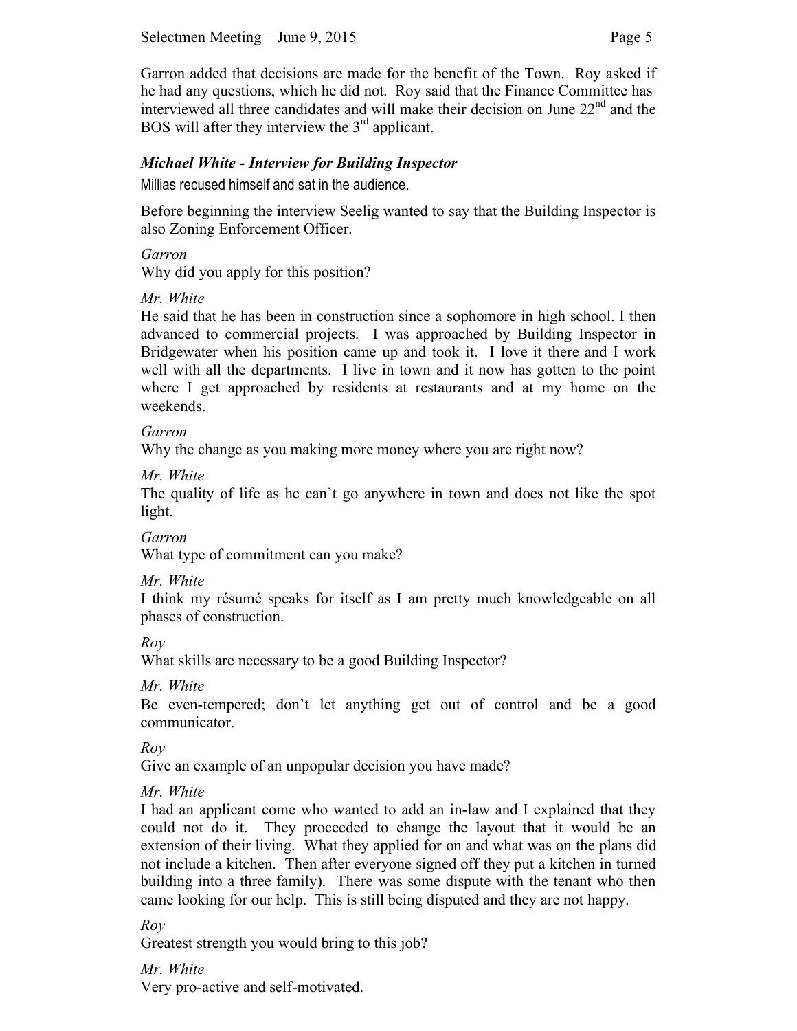Garron added that decisions are made for the benefit of the Town. Roy asked if he had any questions, which he did not. Roy said that the Finance Committee has interviewed all three candidates and will make their decision on June 22nd and the BOS will after they interview the 3rd applicant.

### *Michael White - Interview for Building Inspector*

Millias recused himself and sat in the audience.

Before beginning the interview Seelig wanted to say that the Building Inspector is also Zoning Enforcement Officer.

*Garron*
Why did you apply for this position?

*Mr. White*
He said that he has been in construction since a sophomore in high school. I then advanced to commercial projects. I was approached by Building Inspector in Bridgewater when his position came up and took it. I love it there and I work well with all the departments. I live in town and it now has gotten to the point where I get approached by residents at restaurants and at my home on the weekends.

*Garron*
Why the change as you making more money where you are right now?

*Mr. White*
The quality of life as he can't go anywhere in town and does not like the spot light.

*Garron*
What type of commitment can you make?

*Mr. White*
I think my résumé speaks for itself as I am pretty much knowledgeable on all phases of construction.

*Roy*
What skills are necessary to be a good Building Inspector?

*Mr. White*
Be even-tempered; don't let anything get out of control and be a good communicator.

*Roy*
Give an example of an unpopular decision you have made?

*Mr. White*
I had an applicant come who wanted to add an in-law and I explained that they could not do it. They proceeded to change the layout that it would be an extension of their living. What they applied for on and what was on the plans did not include a kitchen. Then after everyone signed off they put a kitchen in turned building into a three family). There was some dispute with the tenant who then came looking for our help. This is still being disputed and they are not happy.

*Roy*
Greatest strength you would bring to this job?

*Mr. White*
Very pro-active and self-motivated.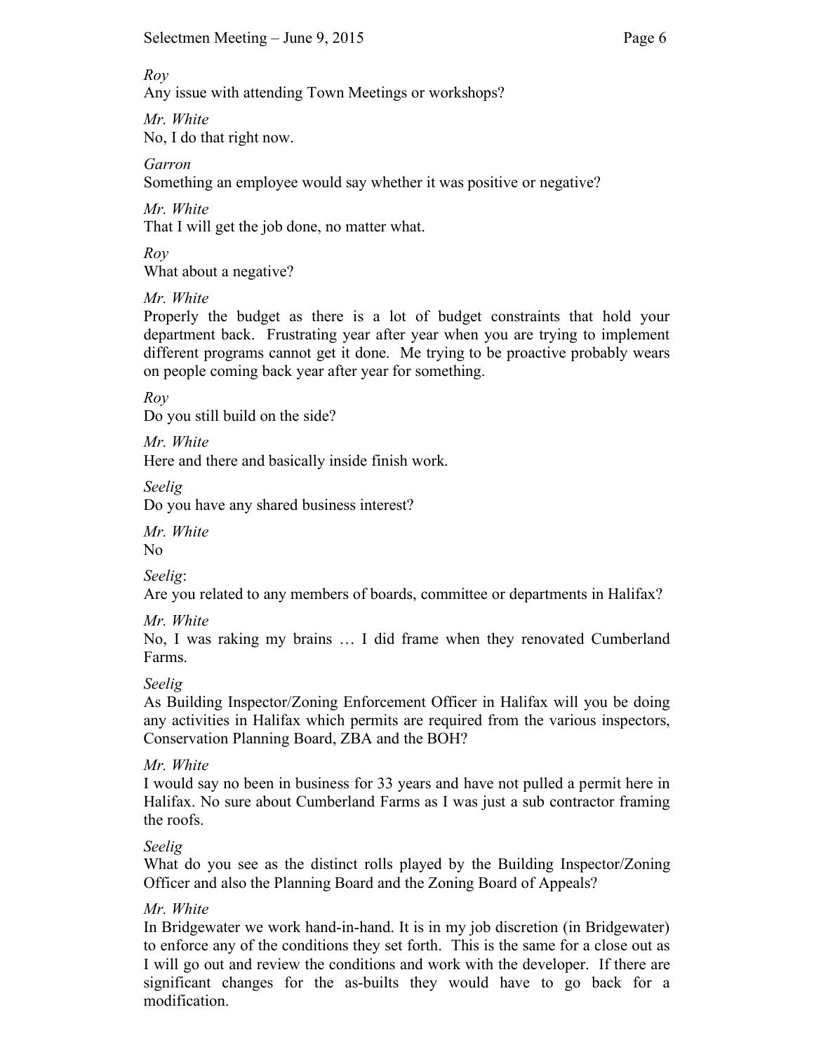*Roy*
Any issue with attending Town Meetings or workshops?

*Mr. White*
No, I do that right now.

*Garron*
Something an employee would say whether it was positive or negative?

*Mr. White*
That I will get the job done, no matter what.

*Roy*
What about a negative?

*Mr. White*
Properly the budget as there is a lot of budget constraints that hold your department back. Frustrating year after year when you are trying to implement different programs cannot get it done. Me trying to be proactive probably wears on people coming back year after year for something.

*Roy*
Do you still build on the side?

*Mr. White*
Here and there and basically inside finish work.

*Seelig*
Do you have any shared business interest?

*Mr. White*
No

*Seelig*:
Are you related to any members of boards, committee or departments in Halifax?

*Mr. White*
No, I was raking my brains … I did frame when they renovated Cumberland Farms.

*Seelig*
As Building Inspector/Zoning Enforcement Officer in Halifax will you be doing any activities in Halifax which permits are required from the various inspectors, Conservation Planning Board, ZBA and the BOH?

*Mr. White*
I would say no been in business for 33 years and have not pulled a permit here in Halifax. No sure about Cumberland Farms as I was just a sub contractor framing the roofs.

*Seelig*
What do you see as the distinct rolls played by the Building Inspector/Zoning Officer and also the Planning Board and the Zoning Board of Appeals?

*Mr. White*
In Bridgewater we work hand-in-hand. It is in my job discretion (in Bridgewater) to enforce any of the conditions they set forth. This is the same for a close out as I will go out and review the conditions and work with the developer. If there are significant changes for the as-builts they would have to go back for a modification.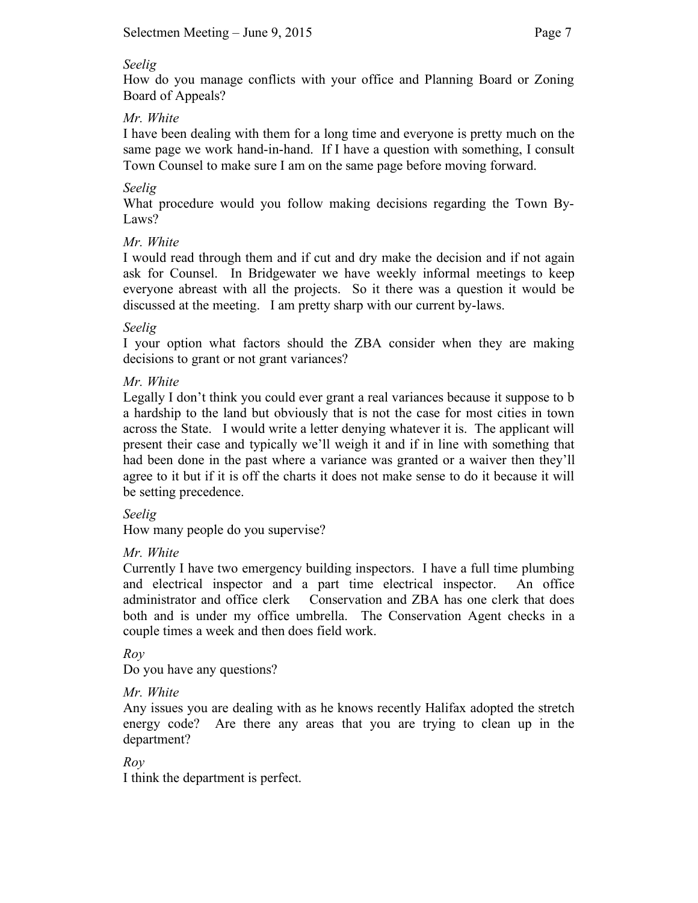*Seelig*
How do you manage conflicts with your office and Planning Board or Zoning Board of Appeals?

*Mr. White*
I have been dealing with them for a long time and everyone is pretty much on the same page we work hand-in-hand. If I have a question with something, I consult Town Counsel to make sure I am on the same page before moving forward.

*Seelig*
What procedure would you follow making decisions regarding the Town By-Laws?

*Mr. White*
I would read through them and if cut and dry make the decision and if not again ask for Counsel. In Bridgewater we have weekly informal meetings to keep everyone abreast with all the projects. So it there was a question it would be discussed at the meeting. I am pretty sharp with our current by-laws.

*Seelig*
I your option what factors should the ZBA consider when they are making decisions to grant or not grant variances?

*Mr. White*
Legally I don't think you could ever grant a real variances because it suppose to b a hardship to the land but obviously that is not the case for most cities in town across the State. I would write a letter denying whatever it is. The applicant will present their case and typically we'll weigh it and if in line with something that had been done in the past where a variance was granted or a waiver then they'll agree to it but if it is off the charts it does not make sense to do it because it will be setting precedence.

*Seelig*
How many people do you supervise?

*Mr. White*
Currently I have two emergency building inspectors. I have a full time plumbing and electrical inspector and a part time electrical inspector. An office administrator and office clerk Conservation and ZBA has one clerk that does both and is under my office umbrella. The Conservation Agent checks in a couple times a week and then does field work.

*Roy*
Do you have any questions?

*Mr. White*
Any issues you are dealing with as he knows recently Halifax adopted the stretch energy code? Are there any areas that you are trying to clean up in the department?

*Roy*
I think the department is perfect.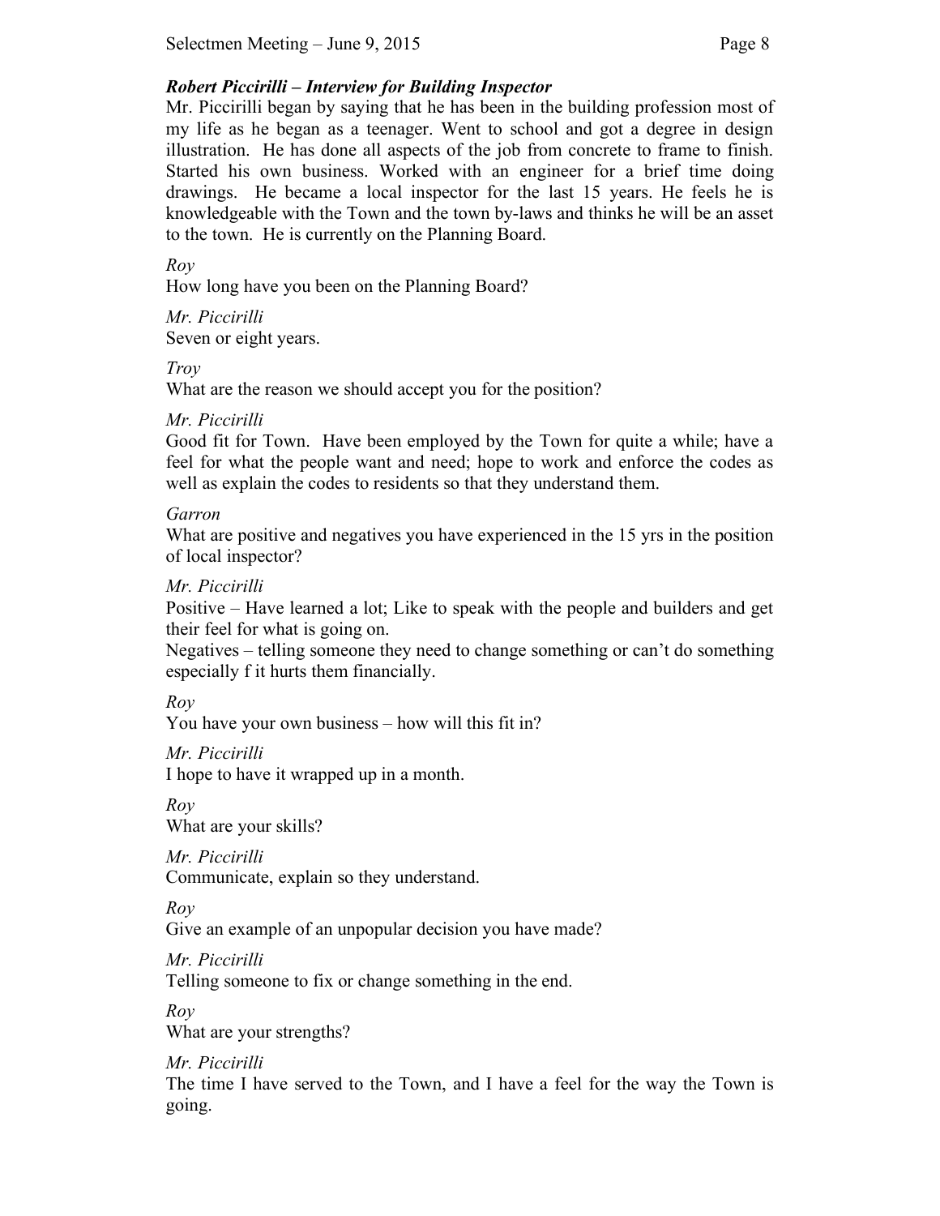***Robert Piccirilli – Interview for Building Inspector***

Mr. Piccirilli began by saying that he has been in the building profession most of my life as he began as a teenager. Went to school and got a degree in design illustration. He has done all aspects of the job from concrete to frame to finish. Started his own business. Worked with an engineer for a brief time doing drawings. He became a local inspector for the last 15 years. He feels he is knowledgeable with the Town and the town by-laws and thinks he will be an asset to the town. He is currently on the Planning Board.

*Roy*
How long have you been on the Planning Board?

*Mr. Piccirilli*
Seven or eight years.

*Troy*
What are the reason we should accept you for the position?

*Mr. Piccirilli*
Good fit for Town. Have been employed by the Town for quite a while; have a feel for what the people want and need; hope to work and enforce the codes as well as explain the codes to residents so that they understand them.

*Garron*
What are positive and negatives you have experienced in the 15 yrs in the position of local inspector?

*Mr. Piccirilli*
Positive – Have learned a lot; Like to speak with the people and builders and get their feel for what is going on.
Negatives – telling someone they need to change something or can't do something especially f it hurts them financially.

*Roy*
You have your own business – how will this fit in?

*Mr. Piccirilli*
I hope to have it wrapped up in a month.

*Roy*
What are your skills?

*Mr. Piccirilli*
Communicate, explain so they understand.

*Roy*
Give an example of an unpopular decision you have made?

*Mr. Piccirilli*
Telling someone to fix or change something in the end.

*Roy*
What are your strengths?

*Mr. Piccirilli*
The time I have served to the Town, and I have a feel for the way the Town is going.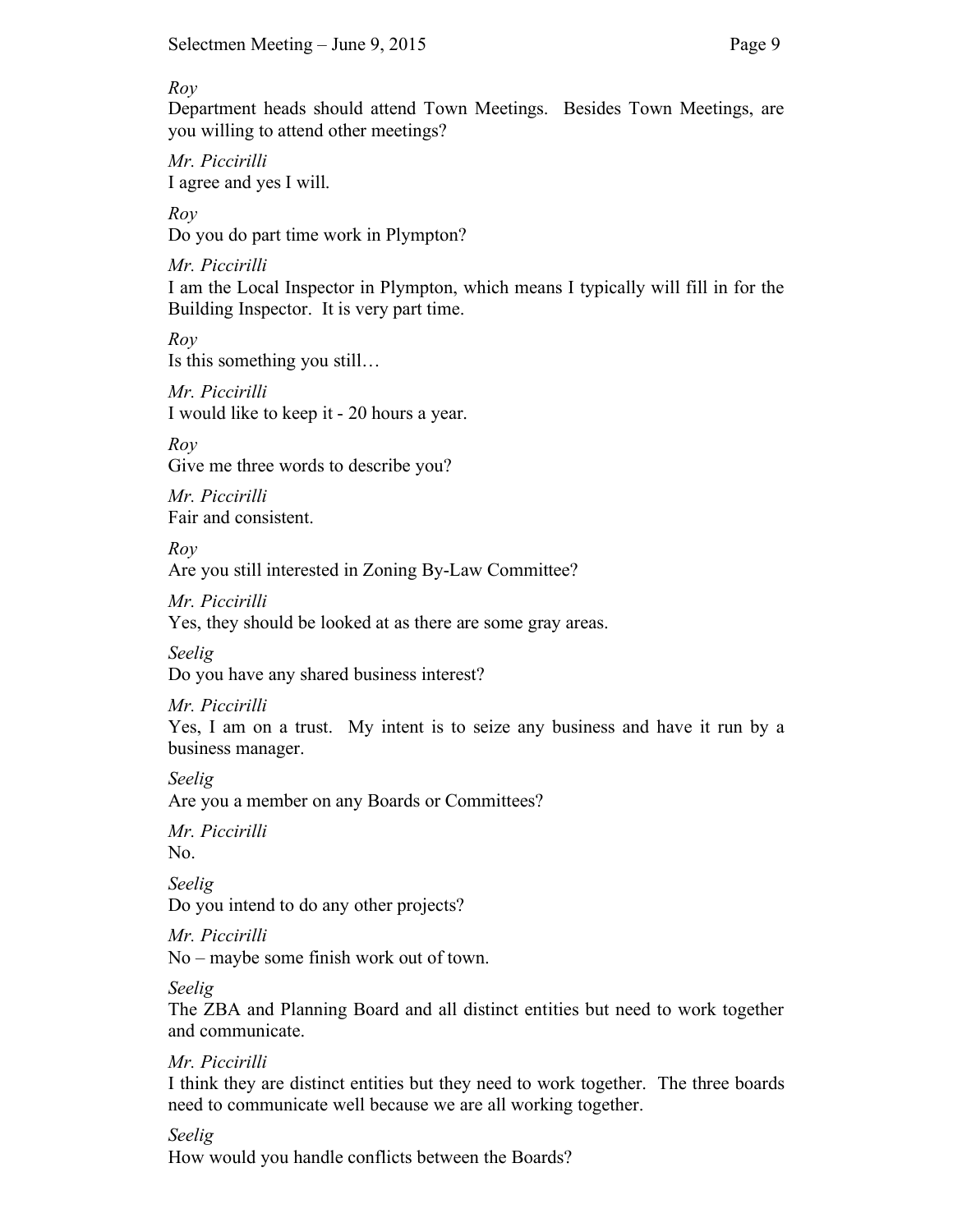*Roy*
Department heads should attend Town Meetings. Besides Town Meetings, are you willing to attend other meetings?

*Mr. Piccirilli*
I agree and yes I will.

*Roy*
Do you do part time work in Plympton?

*Mr. Piccirilli*
I am the Local Inspector in Plympton, which means I typically will fill in for the Building Inspector. It is very part time.

*Roy*
Is this something you still…

*Mr. Piccirilli*
I would like to keep it - 20 hours a year.

*Roy*
Give me three words to describe you?

*Mr. Piccirilli*
Fair and consistent.

*Roy*
Are you still interested in Zoning By-Law Committee?

*Mr. Piccirilli*
Yes, they should be looked at as there are some gray areas.

*Seelig*
Do you have any shared business interest?

*Mr. Piccirilli*
Yes, I am on a trust. My intent is to seize any business and have it run by a business manager.

*Seelig*
Are you a member on any Boards or Committees?

*Mr. Piccirilli*
No.

*Seelig*
Do you intend to do any other projects?

*Mr. Piccirilli*
No – maybe some finish work out of town.

*Seelig*
The ZBA and Planning Board and all distinct entities but need to work together and communicate.

*Mr. Piccirilli*
I think they are distinct entities but they need to work together. The three boards need to communicate well because we are all working together.

*Seelig*
How would you handle conflicts between the Boards?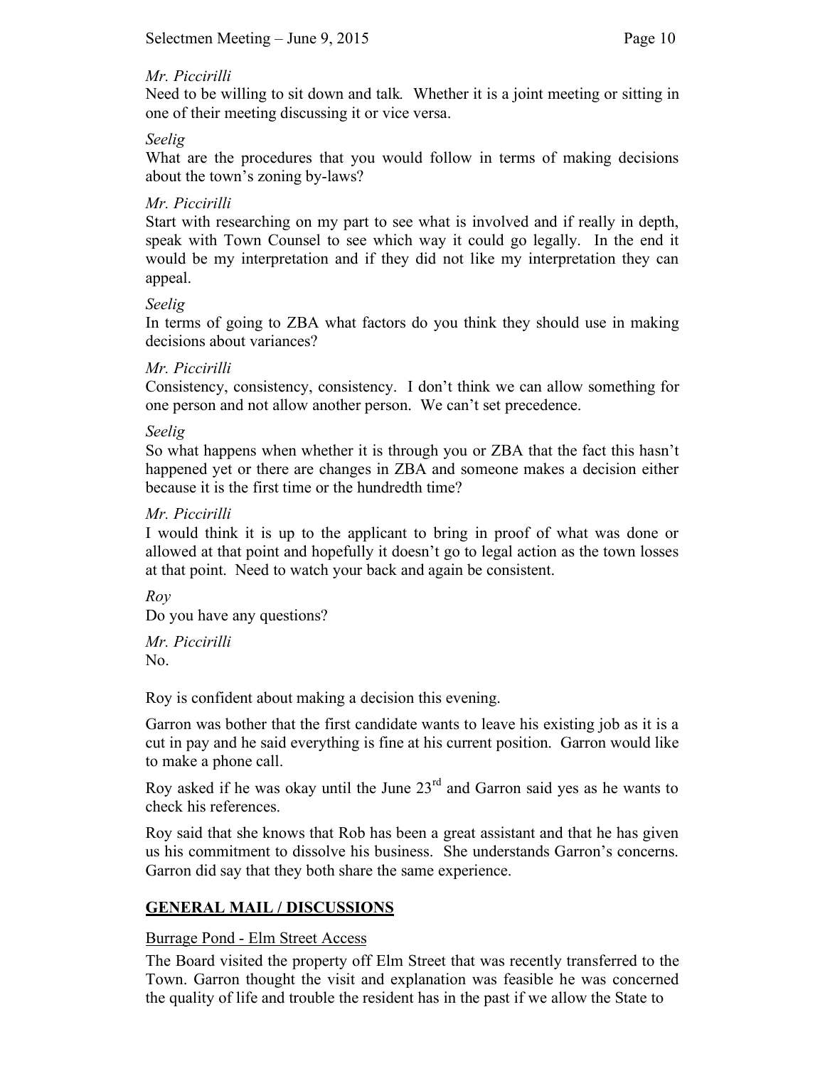*Mr. Piccirilli*

Need to be willing to sit down and talk. Whether it is a joint meeting or sitting in one of their meeting discussing it or vice versa.

*Seelig*

What are the procedures that you would follow in terms of making decisions about the town's zoning by-laws?

*Mr. Piccirilli*

Start with researching on my part to see what is involved and if really in depth, speak with Town Counsel to see which way it could go legally. In the end it would be my interpretation and if they did not like my interpretation they can appeal.

*Seelig*

In terms of going to ZBA what factors do you think they should use in making decisions about variances?

*Mr. Piccirilli*

Consistency, consistency, consistency. I don't think we can allow something for one person and not allow another person. We can't set precedence.

*Seelig*

So what happens when whether it is through you or ZBA that the fact this hasn't happened yet or there are changes in ZBA and someone makes a decision either because it is the first time or the hundredth time?

*Mr. Piccirilli*

I would think it is up to the applicant to bring in proof of what was done or allowed at that point and hopefully it doesn't go to legal action as the town losses at that point. Need to watch your back and again be consistent.

*Roy*

Do you have any questions?

*Mr. Piccirilli*

No.

Roy is confident about making a decision this evening.

Garron was bother that the first candidate wants to leave his existing job as it is a cut in pay and he said everything is fine at his current position. Garron would like to make a phone call.

Roy asked if he was okay until the June 23rd and Garron said yes as he wants to check his references.

Roy said that she knows that Rob has been a great assistant and that he has given us his commitment to dissolve his business. She understands Garron's concerns. Garron did say that they both share the same experience.

## GENERAL MAIL / DISCUSSIONS

Burrage Pond - Elm Street Access

The Board visited the property off Elm Street that was recently transferred to the Town. Garron thought the visit and explanation was feasible he was concerned the quality of life and trouble the resident has in the past if we allow the State to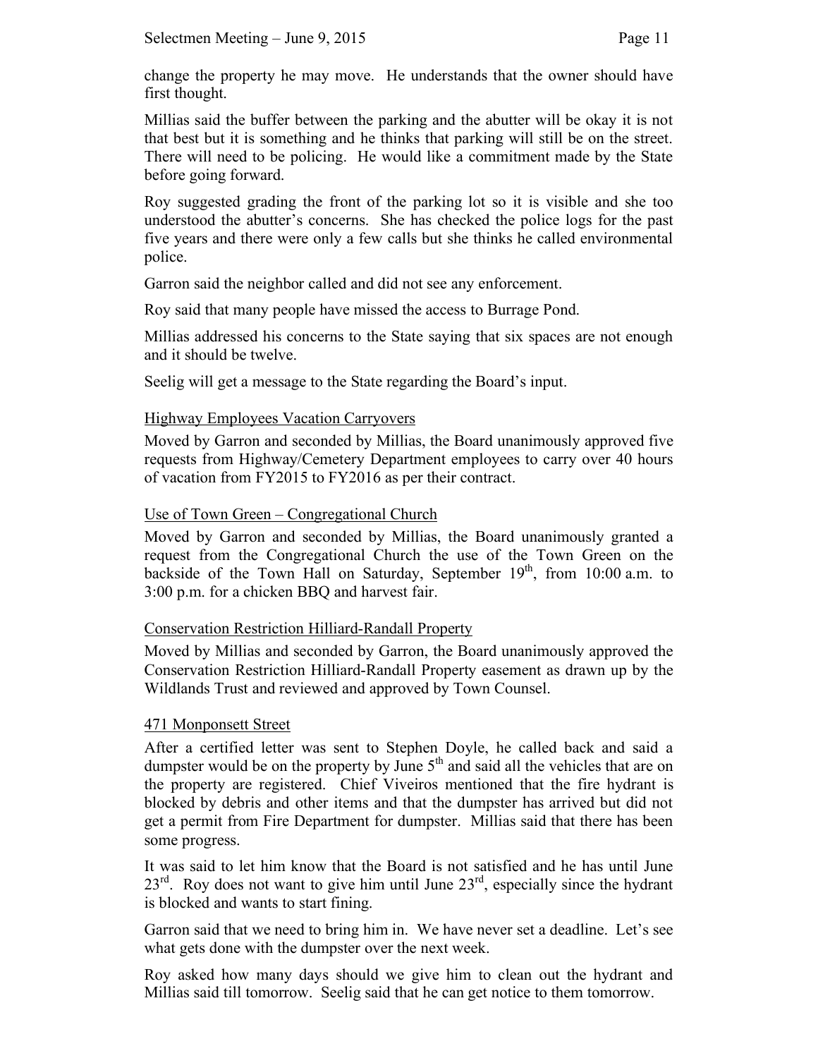change the property he may move. He understands that the owner should have first thought.

Millias said the buffer between the parking and the abutter will be okay it is not that best but it is something and he thinks that parking will still be on the street. There will need to be policing. He would like a commitment made by the State before going forward.

Roy suggested grading the front of the parking lot so it is visible and she too understood the abutter's concerns. She has checked the police logs for the past five years and there were only a few calls but she thinks he called environmental police.

Garron said the neighbor called and did not see any enforcement.

Roy said that many people have missed the access to Burrage Pond.

Millias addressed his concerns to the State saying that six spaces are not enough and it should be twelve.

Seelig will get a message to the State regarding the Board's input.

## Highway Employees Vacation Carryovers

Moved by Garron and seconded by Millias, the Board unanimously approved five requests from Highway/Cemetery Department employees to carry over 40 hours of vacation from FY2015 to FY2016 as per their contract.

## Use of Town Green – Congregational Church

Moved by Garron and seconded by Millias, the Board unanimously granted a request from the Congregational Church the use of the Town Green on the backside of the Town Hall on Saturday, September 19th, from 10:00 a.m. to 3:00 p.m. for a chicken BBQ and harvest fair.

## Conservation Restriction Hilliard-Randall Property

Moved by Millias and seconded by Garron, the Board unanimously approved the Conservation Restriction Hilliard-Randall Property easement as drawn up by the Wildlands Trust and reviewed and approved by Town Counsel.

## 471 Monponsett Street

After a certified letter was sent to Stephen Doyle, he called back and said a dumpster would be on the property by June 5th and said all the vehicles that are on the property are registered. Chief Viveiros mentioned that the fire hydrant is blocked by debris and other items and that the dumpster has arrived but did not get a permit from Fire Department for dumpster. Millias said that there has been some progress.

It was said to let him know that the Board is not satisfied and he has until June 23rd. Roy does not want to give him until June 23rd, especially since the hydrant is blocked and wants to start fining.

Garron said that we need to bring him in. We have never set a deadline. Let's see what gets done with the dumpster over the next week.

Roy asked how many days should we give him to clean out the hydrant and Millias said till tomorrow. Seelig said that he can get notice to them tomorrow.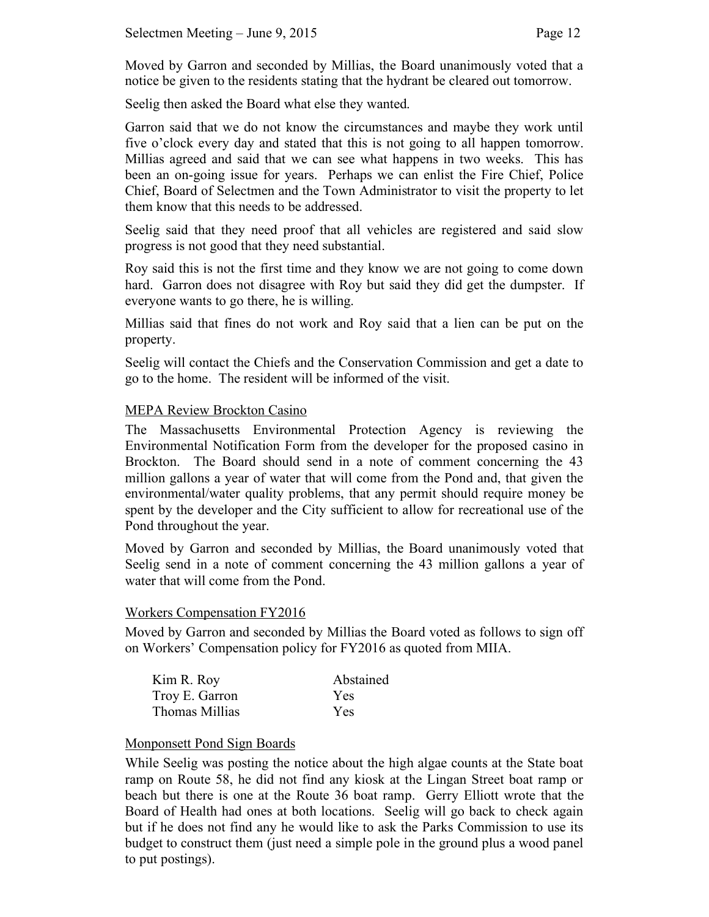Moved by Garron and seconded by Millias, the Board unanimously voted that a notice be given to the residents stating that the hydrant be cleared out tomorrow.

Seelig then asked the Board what else they wanted.

Garron said that we do not know the circumstances and maybe they work until five o'clock every day and stated that this is not going to all happen tomorrow. Millias agreed and said that we can see what happens in two weeks. This has been an on-going issue for years. Perhaps we can enlist the Fire Chief, Police Chief, Board of Selectmen and the Town Administrator to visit the property to let them know that this needs to be addressed.

Seelig said that they need proof that all vehicles are registered and said slow progress is not good that they need substantial.

Roy said this is not the first time and they know we are not going to come down hard. Garron does not disagree with Roy but said they did get the dumpster. If everyone wants to go there, he is willing.

Millias said that fines do not work and Roy said that a lien can be put on the property.

Seelig will contact the Chiefs and the Conservation Commission and get a date to go to the home. The resident will be informed of the visit.

## MEPA Review Brockton Casino

The Massachusetts Environmental Protection Agency is reviewing the Environmental Notification Form from the developer for the proposed casino in Brockton. The Board should send in a note of comment concerning the 43 million gallons a year of water that will come from the Pond and, that given the environmental/water quality problems, that any permit should require money be spent by the developer and the City sufficient to allow for recreational use of the Pond throughout the year.

Moved by Garron and seconded by Millias, the Board unanimously voted that Seelig send in a note of comment concerning the 43 million gallons a year of water that will come from the Pond.

## Workers Compensation FY2016

Moved by Garron and seconded by Millias the Board voted as follows to sign off on Workers' Compensation policy for FY2016 as quoted from MIIA.

| | |
|---|---|
| Kim R. Roy | Abstained |
| Troy E. Garron | Yes |
| Thomas Millias | Yes |

## Monponsett Pond Sign Boards

While Seelig was posting the notice about the high algae counts at the State boat ramp on Route 58, he did not find any kiosk at the Lingan Street boat ramp or beach but there is one at the Route 36 boat ramp. Gerry Elliott wrote that the Board of Health had ones at both locations. Seelig will go back to check again but if he does not find any he would like to ask the Parks Commission to use its budget to construct them (just need a simple pole in the ground plus a wood panel to put postings).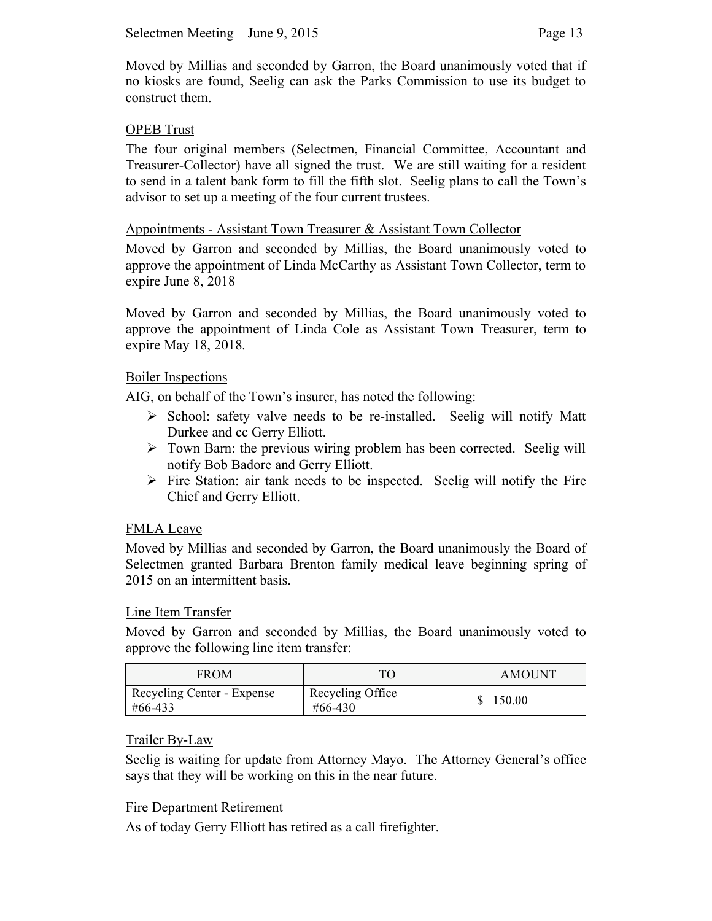Moved by Millias and seconded by Garron, the Board unanimously voted that if no kiosks are found, Seelig can ask the Parks Commission to use its budget to construct them.

## OPEB Trust

The four original members (Selectmen, Financial Committee, Accountant and Treasurer-Collector) have all signed the trust. We are still waiting for a resident to send in a talent bank form to fill the fifth slot. Seelig plans to call the Town's advisor to set up a meeting of the four current trustees.

## Appointments - Assistant Town Treasurer & Assistant Town Collector

Moved by Garron and seconded by Millias, the Board unanimously voted to approve the appointment of Linda McCarthy as Assistant Town Collector, term to expire June 8, 2018

Moved by Garron and seconded by Millias, the Board unanimously voted to approve the appointment of Linda Cole as Assistant Town Treasurer, term to expire May 18, 2018.

## Boiler Inspections

AIG, on behalf of the Town's insurer, has noted the following:

- School: safety valve needs to be re-installed. Seelig will notify Matt Durkee and cc Gerry Elliott.
- Town Barn: the previous wiring problem has been corrected. Seelig will notify Bob Badore and Gerry Elliott.
- Fire Station: air tank needs to be inspected. Seelig will notify the Fire Chief and Gerry Elliott.

## FMLA Leave

Moved by Millias and seconded by Garron, the Board unanimously the Board of Selectmen granted Barbara Brenton family medical leave beginning spring of 2015 on an intermittent basis.

## Line Item Transfer

Moved by Garron and seconded by Millias, the Board unanimously voted to approve the following line item transfer:

| FROM | TO | AMOUNT |
|---|---|---|
| Recycling Center - Expense #66-433 | Recycling Office #66-430 | $ 150.00 |

## Trailer By-Law

Seelig is waiting for update from Attorney Mayo. The Attorney General's office says that they will be working on this in the near future.

## Fire Department Retirement

As of today Gerry Elliott has retired as a call firefighter.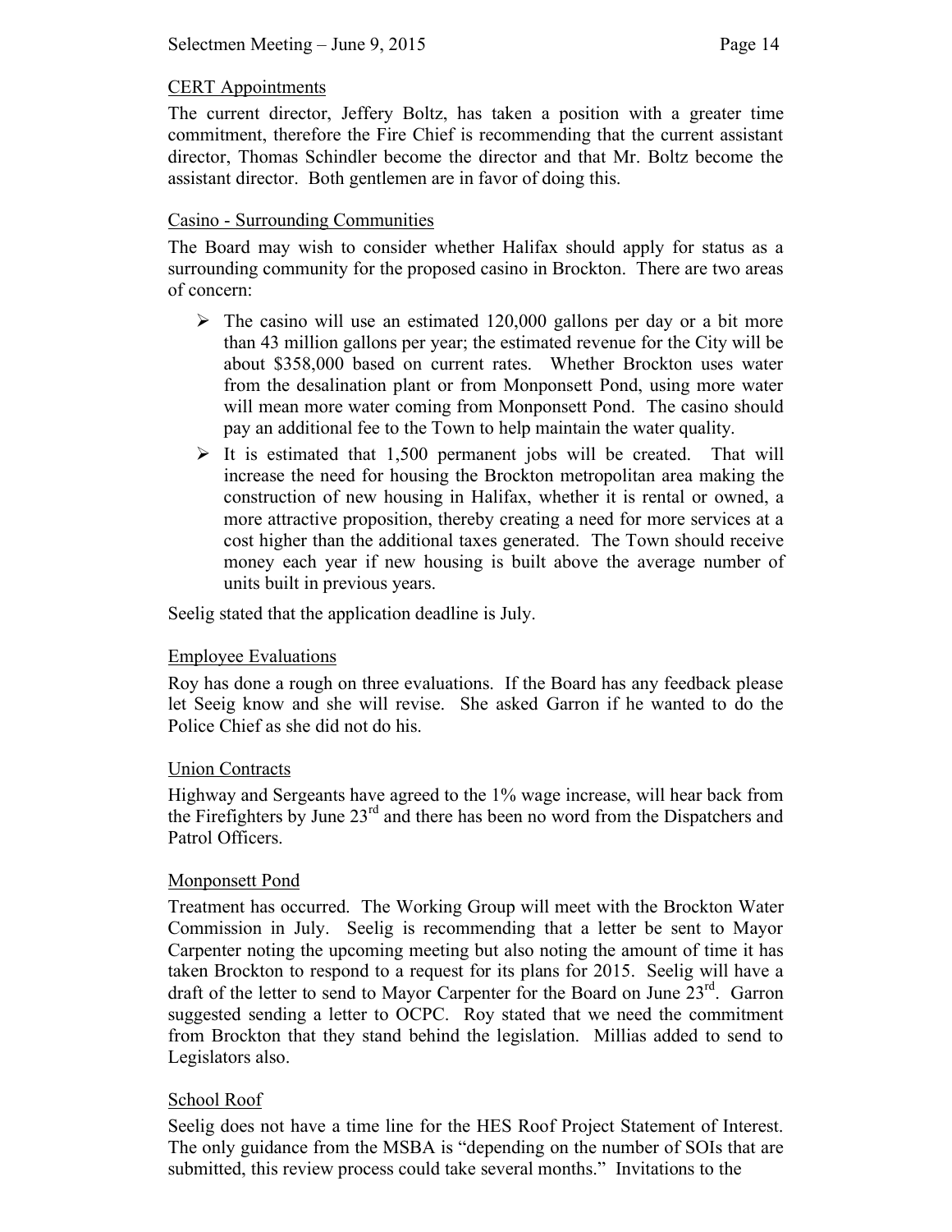CERT Appointments

The current director, Jeffery Boltz, has taken a position with a greater time commitment, therefore the Fire Chief is recommending that the current assistant director, Thomas Schindler become the director and that Mr. Boltz become the assistant director. Both gentlemen are in favor of doing this.

Casino - Surrounding Communities

The Board may wish to consider whether Halifax should apply for status as a surrounding community for the proposed casino in Brockton. There are two areas of concern:

- The casino will use an estimated 120,000 gallons per day or a bit more than 43 million gallons per year; the estimated revenue for the City will be about $358,000 based on current rates. Whether Brockton uses water from the desalination plant or from Monponsett Pond, using more water will mean more water coming from Monponsett Pond. The casino should pay an additional fee to the Town to help maintain the water quality.
- It is estimated that 1,500 permanent jobs will be created. That will increase the need for housing the Brockton metropolitan area making the construction of new housing in Halifax, whether it is rental or owned, a more attractive proposition, thereby creating a need for more services at a cost higher than the additional taxes generated. The Town should receive money each year if new housing is built above the average number of units built in previous years.

Seelig stated that the application deadline is July.

Employee Evaluations

Roy has done a rough on three evaluations. If the Board has any feedback please let Seeig know and she will revise. She asked Garron if he wanted to do the Police Chief as she did not do his.

Union Contracts

Highway and Sergeants have agreed to the 1% wage increase, will hear back from the Firefighters by June 23rd and there has been no word from the Dispatchers and Patrol Officers.

Monponsett Pond

Treatment has occurred. The Working Group will meet with the Brockton Water Commission in July. Seelig is recommending that a letter be sent to Mayor Carpenter noting the upcoming meeting but also noting the amount of time it has taken Brockton to respond to a request for its plans for 2015. Seelig will have a draft of the letter to send to Mayor Carpenter for the Board on June 23rd. Garron suggested sending a letter to OCPC. Roy stated that we need the commitment from Brockton that they stand behind the legislation. Millias added to send to Legislators also.

School Roof

Seelig does not have a time line for the HES Roof Project Statement of Interest. The only guidance from the MSBA is "depending on the number of SOIs that are submitted, this review process could take several months." Invitations to the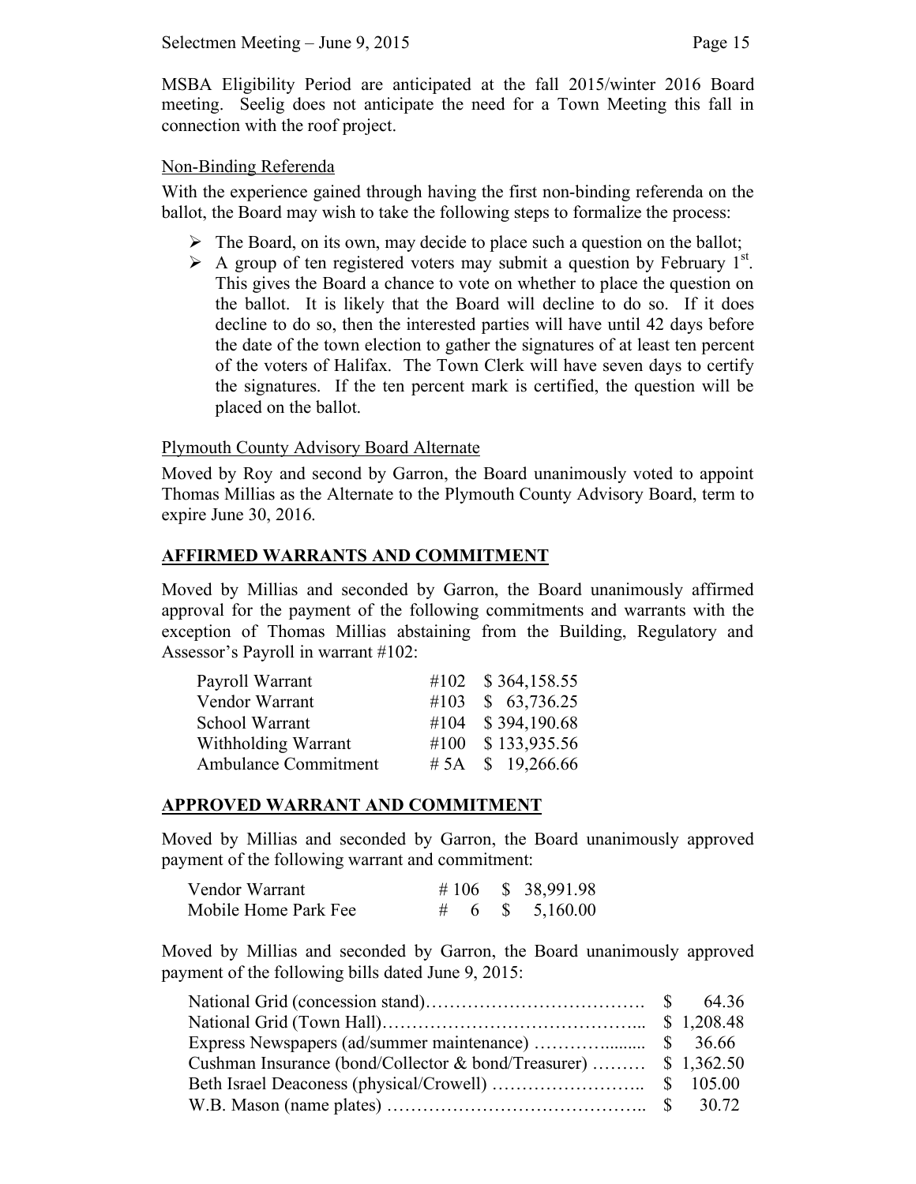MSBA Eligibility Period are anticipated at the fall 2015/winter 2016 Board meeting. Seelig does not anticipate the need for a Town Meeting this fall in connection with the roof project.

Non-Binding Referenda

With the experience gained through having the first non-binding referenda on the ballot, the Board may wish to take the following steps to formalize the process:

- The Board, on its own, may decide to place such a question on the ballot;
- A group of ten registered voters may submit a question by February 1st. This gives the Board a chance to vote on whether to place the question on the ballot. It is likely that the Board will decline to do so. If it does decline to do so, then the interested parties will have until 42 days before the date of the town election to gather the signatures of at least ten percent of the voters of Halifax. The Town Clerk will have seven days to certify the signatures. If the ten percent mark is certified, the question will be placed on the ballot.

Plymouth County Advisory Board Alternate

Moved by Roy and second by Garron, the Board unanimously voted to appoint Thomas Millias as the Alternate to the Plymouth County Advisory Board, term to expire June 30, 2016.

## AFFIRMED WARRANTS AND COMMITMENT

Moved by Millias and seconded by Garron, the Board unanimously affirmed approval for the payment of the following commitments and warrants with the exception of Thomas Millias abstaining from the Building, Regulatory and Assessor's Payroll in warrant #102:

| | | |
|---|---|---|
| Payroll Warrant | #102 | $ 364,158.55 |
| Vendor Warrant | #103 | $ 63,736.25 |
| School Warrant | #104 | $ 394,190.68 |
| Withholding Warrant | #100 | $ 133,935.56 |
| Ambulance Commitment | # 5A | $ 19,266.66 |

## APPROVED WARRANT AND COMMITMENT

Moved by Millias and seconded by Garron, the Board unanimously approved payment of the following warrant and commitment:

| | | |
|---|---|---|
| Vendor Warrant | # 106 | $ 38,991.98 |
| Mobile Home Park Fee | # 6 | $ 5,160.00 |

Moved by Millias and seconded by Garron, the Board unanimously approved payment of the following bills dated June 9, 2015:

| | |
|---|---|
| National Grid (concession stand) | $ 64.36 |
| National Grid (Town Hall) | $ 1,208.48 |
| Express Newspapers (ad/summer maintenance) | $ 36.66 |
| Cushman Insurance (bond/Collector & bond/Treasurer) | $ 1,362.50 |
| Beth Israel Deaconess (physical/Crowell) | $ 105.00 |
| W.B. Mason (name plates) | $ 30.72 |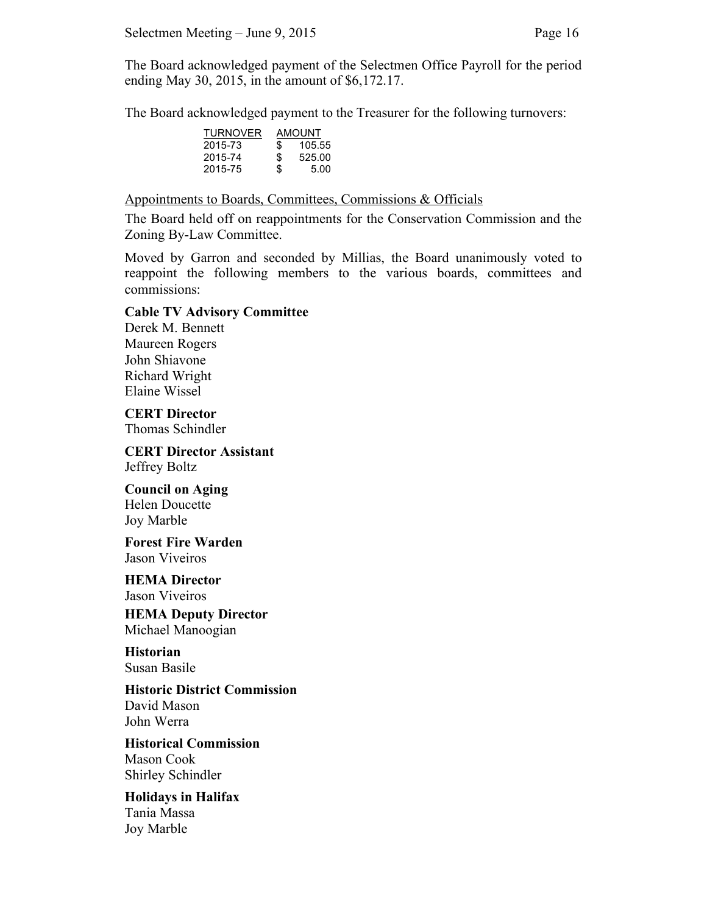The Board acknowledged payment of the Selectmen Office Payroll for the period ending May 30, 2015, in the amount of $6,172.17.

The Board acknowledged payment to the Treasurer for the following turnovers:

| TURNOVER | AMOUNT |
|---|---|
| 2015-73 | $ 105.55 |
| 2015-74 | $ 525.00 |
| 2015-75 | $ 5.00 |

Appointments to Boards, Committees, Commissions & Officials

The Board held off on reappointments for the Conservation Commission and the Zoning By-Law Committee.

Moved by Garron and seconded by Millias, the Board unanimously voted to reappoint the following members to the various boards, committees and commissions:

**Cable TV Advisory Committee**
Derek M. Bennett
Maureen Rogers
John Shiavone
Richard Wright
Elaine Wissel

**CERT Director**
Thomas Schindler

**CERT Director Assistant**
Jeffrey Boltz

**Council on Aging**
Helen Doucette
Joy Marble

**Forest Fire Warden**
Jason Viveiros

**HEMA Director**
Jason Viveiros

**HEMA Deputy Director**
Michael Manoogian

**Historian**
Susan Basile

**Historic District Commission**
David Mason
John Werra

**Historical Commission**
Mason Cook
Shirley Schindler

**Holidays in Halifax**
Tania Massa
Joy Marble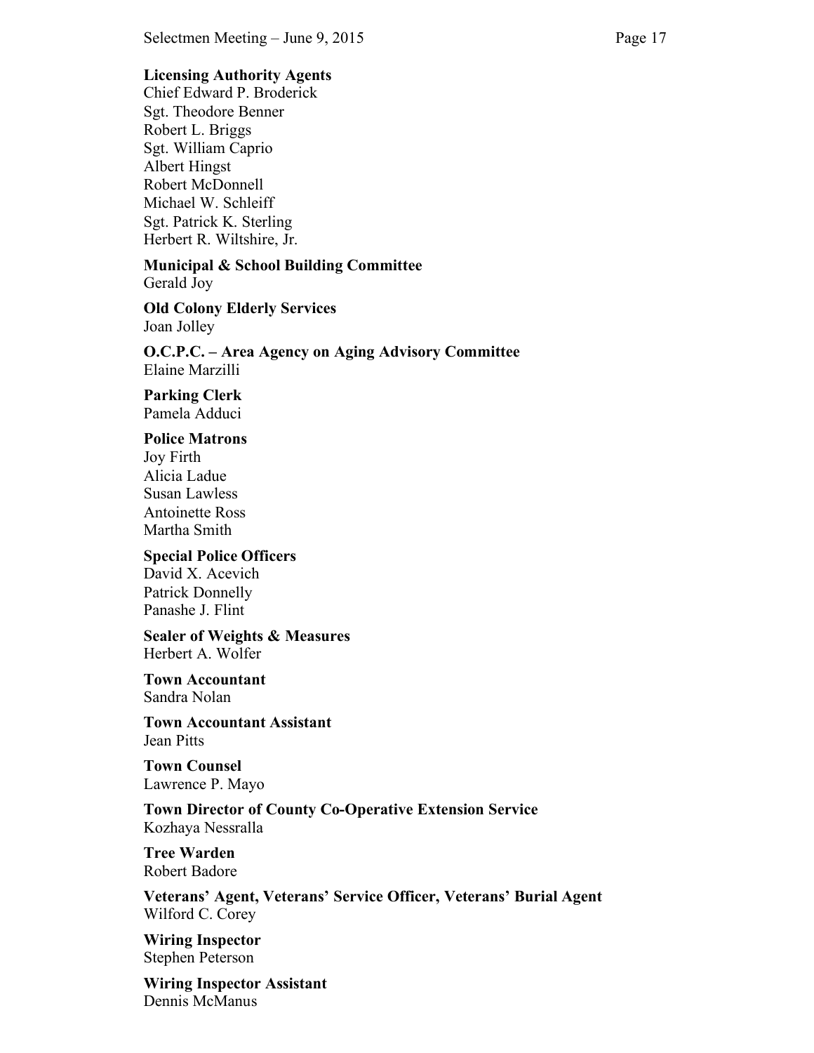**Licensing Authority Agents**
Chief Edward P. Broderick
Sgt. Theodore Benner
Robert L. Briggs
Sgt. William Caprio
Albert Hingst
Robert McDonnell
Michael W. Schleiff
Sgt. Patrick K. Sterling
Herbert R. Wiltshire, Jr.

**Municipal & School Building Committee**
Gerald Joy

**Old Colony Elderly Services**
Joan Jolley

**O.C.P.C. – Area Agency on Aging Advisory Committee**
Elaine Marzilli

**Parking Clerk**
Pamela Adduci

**Police Matrons**
Joy Firth
Alicia Ladue
Susan Lawless
Antoinette Ross
Martha Smith

**Special Police Officers**
David X. Acevich
Patrick Donnelly
Panashe J. Flint

**Sealer of Weights & Measures**
Herbert A. Wolfer

**Town Accountant**
Sandra Nolan

**Town Accountant Assistant**
Jean Pitts

**Town Counsel**
Lawrence P. Mayo

**Town Director of County Co-Operative Extension Service**
Kozhaya Nessralla

**Tree Warden**
Robert Badore

**Veterans' Agent, Veterans' Service Officer, Veterans' Burial Agent**
Wilford C. Corey

**Wiring Inspector**
Stephen Peterson

**Wiring Inspector Assistant**
Dennis McManus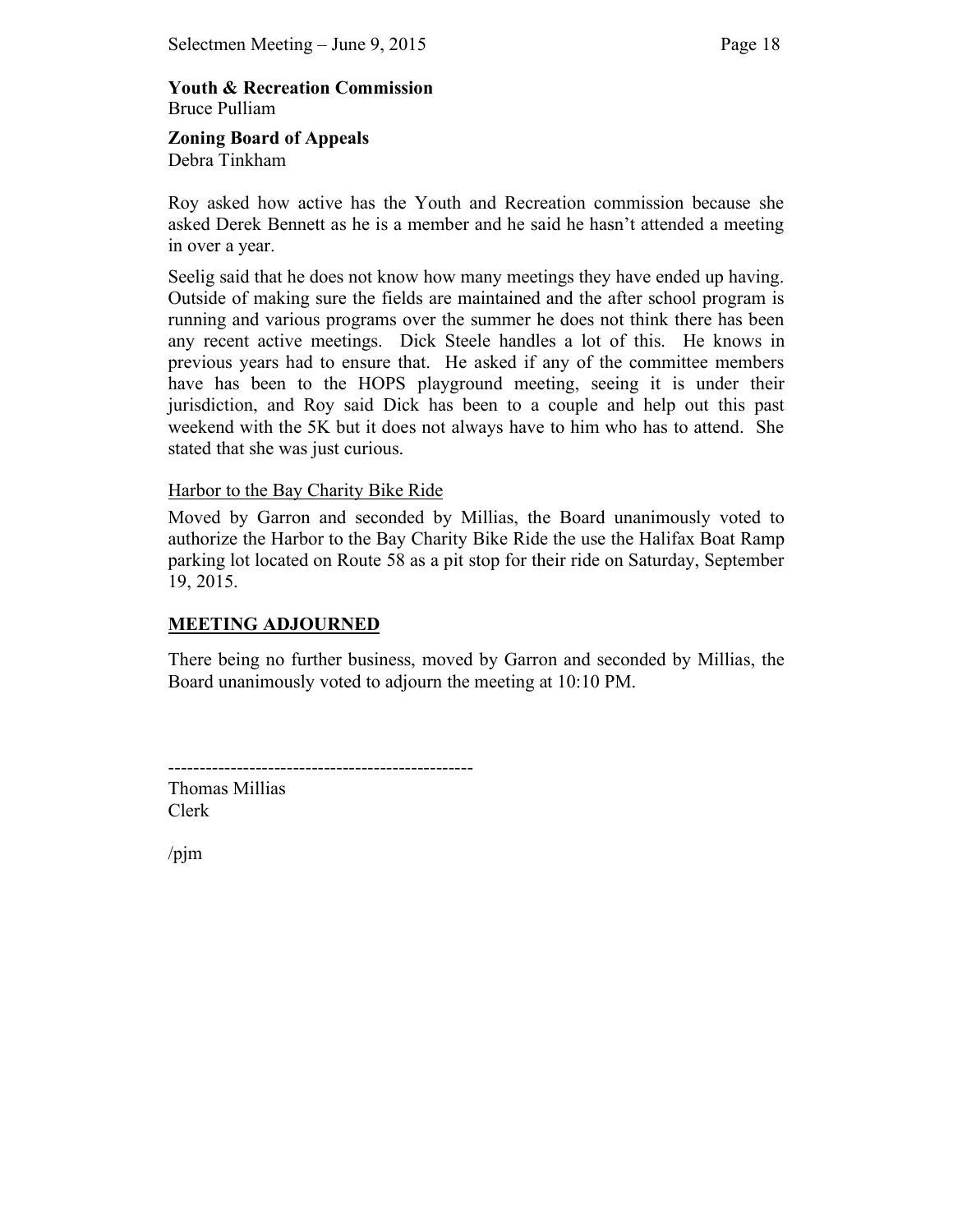**Youth & Recreation Commission**
Bruce Pulliam

**Zoning Board of Appeals**
Debra Tinkham

Roy asked how active has the Youth and Recreation commission because she asked Derek Bennett as he is a member and he said he hasn't attended a meeting in over a year.

Seelig said that he does not know how many meetings they have ended up having. Outside of making sure the fields are maintained and the after school program is running and various programs over the summer he does not think there has been any recent active meetings. Dick Steele handles a lot of this. He knows in previous years had to ensure that. He asked if any of the committee members have has been to the HOPS playground meeting, seeing it is under their jurisdiction, and Roy said Dick has been to a couple and help out this past weekend with the 5K but it does not always have to him who has to attend. She stated that she was just curious.

Harbor to the Bay Charity Bike Ride

Moved by Garron and seconded by Millias, the Board unanimously voted to authorize the Harbor to the Bay Charity Bike Ride the use the Halifax Boat Ramp parking lot located on Route 58 as a pit stop for their ride on Saturday, September 19, 2015.

## **MEETING ADJOURNED**

There being no further business, moved by Garron and seconded by Millias, the Board unanimously voted to adjourn the meeting at 10:10 PM.

------------------------------------------------
Thomas Millias
Clerk

/pjm